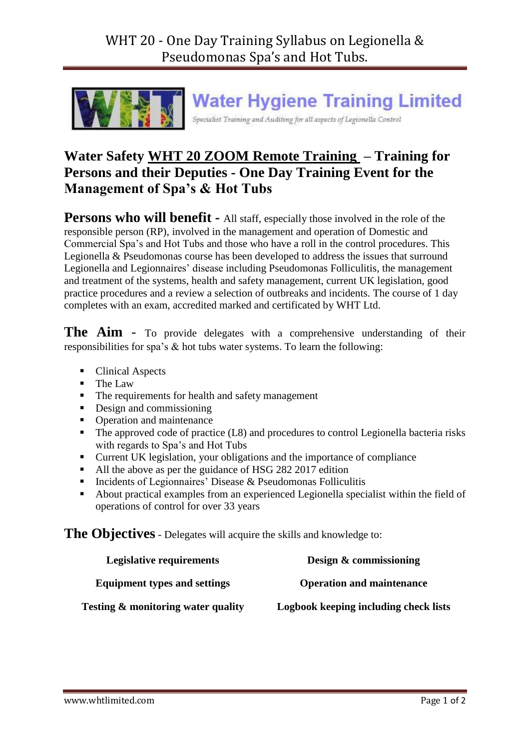# WHT 20 - One Day Training Syllabus on Legionella & Pseudomonas Spa's and Hot Tubs.

**Water Hygiene Training Limited**

*Specialist Training and Auditing for all aspects of Legionella Control*

## Water Safety WHT 20 ZOOM Remote Training – Training for Persons and their Deputies - One Day Training Event for the Management of Spa's & Hot Tubs

**Persons who will benefit -** All staff, especially those involved in the role of the responsible person (RP), involved in the management and operation of Domestic and Commercial Spa's and Hot Tubs and those who have a roll in the control procedures. This Legionella & Pseudomonas course has been developed to address the issues that surround Legionella and Legionnaires' disease including Pseudomonas Folliculitis, the management and treatment of the systems, health and safety management, current UK legislation, good practice procedures and a review a selection of outbreaks and incidents. The course of 1 day completes with an exam, accredited marked and certificated by WHT Ltd.

**The Aim -** To provide delegates with a comprehensive understanding of their responsibilities for spa's & hot tubs water systems. To learn the following:

- Clinical Aspects
- The Law
- The requirements for health and safety management
- Design and commissioning
- Operation and maintenance
- The approved code of practice (L8) and procedures to control Legionella bacteria risks with regards to Spa's and Hot Tubs
- Current UK legislation, your obligations and the importance of compliance
- All the above as per the guidance of HSG 282 2017 edition
- Incidents of Legionnaires' Disease & Pseudomonas Folliculitis
- About practical examples from an experienced Legionella specialist within the field of operations of control for over 33 years

**The Objectives** - Delegates will acquire the skills and knowledge to:

| | |
|---|---|
| **Legislative requirements** | **Design & commissioning** |
| **Equipment types and settings** | **Operation and maintenance** |
| **Testing & monitoring water quality** | **Logbook keeping including check lists** |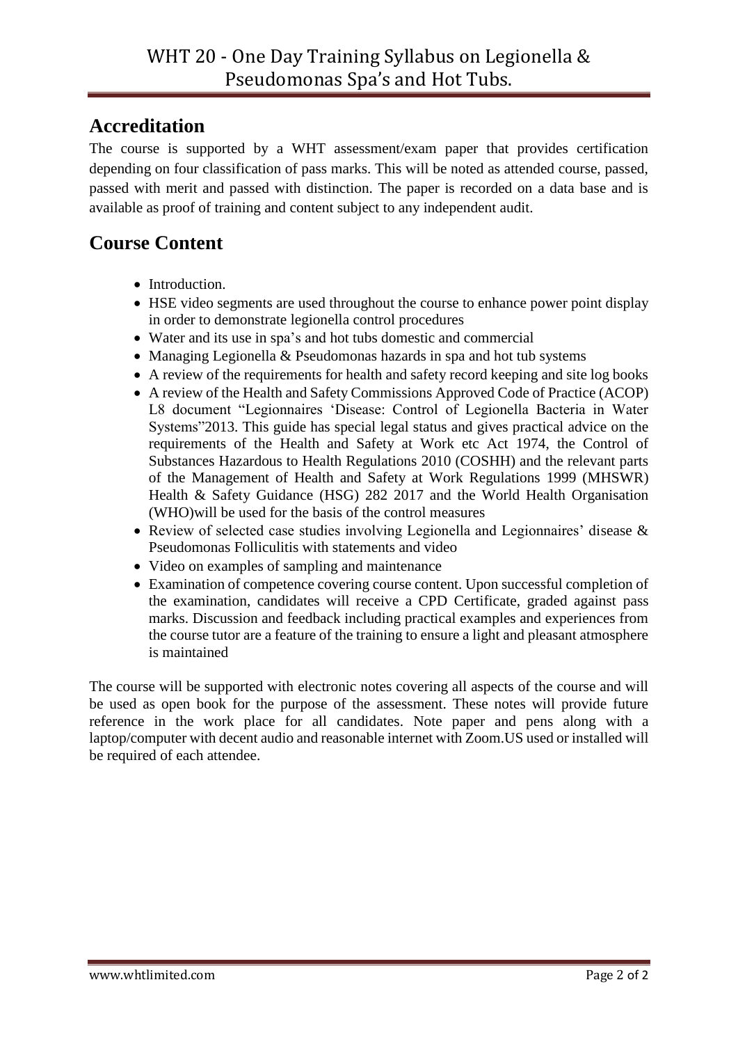## Accreditation

The course is supported by a WHT assessment/exam paper that provides certification depending on four classification of pass marks. This will be noted as attended course, passed, passed with merit and passed with distinction. The paper is recorded on a data base and is available as proof of training and content subject to any independent audit.

## Course Content

- Introduction.
- HSE video segments are used throughout the course to enhance power point display in order to demonstrate legionella control procedures
- Water and its use in spa's and hot tubs domestic and commercial
- Managing Legionella & Pseudomonas hazards in spa and hot tub systems
- A review of the requirements for health and safety record keeping and site log books
- A review of the Health and Safety Commissions Approved Code of Practice (ACOP) L8 document "Legionnaires 'Disease: Control of Legionella Bacteria in Water Systems"2013. This guide has special legal status and gives practical advice on the requirements of the Health and Safety at Work etc Act 1974, the Control of Substances Hazardous to Health Regulations 2010 (COSHH) and the relevant parts of the Management of Health and Safety at Work Regulations 1999 (MHSWR) Health & Safety Guidance (HSG) 282 2017 and the World Health Organisation (WHO)will be used for the basis of the control measures
- Review of selected case studies involving Legionella and Legionnaires' disease & Pseudomonas Folliculitis with statements and video
- Video on examples of sampling and maintenance
- Examination of competence covering course content. Upon successful completion of the examination, candidates will receive a CPD Certificate, graded against pass marks. Discussion and feedback including practical examples and experiences from the course tutor are a feature of the training to ensure a light and pleasant atmosphere is maintained

The course will be supported with electronic notes covering all aspects of the course and will be used as open book for the purpose of the assessment. These notes will provide future reference in the work place for all candidates. Note paper and pens along with a laptop/computer with decent audio and reasonable internet with Zoom.US used or installed will be required of each attendee.